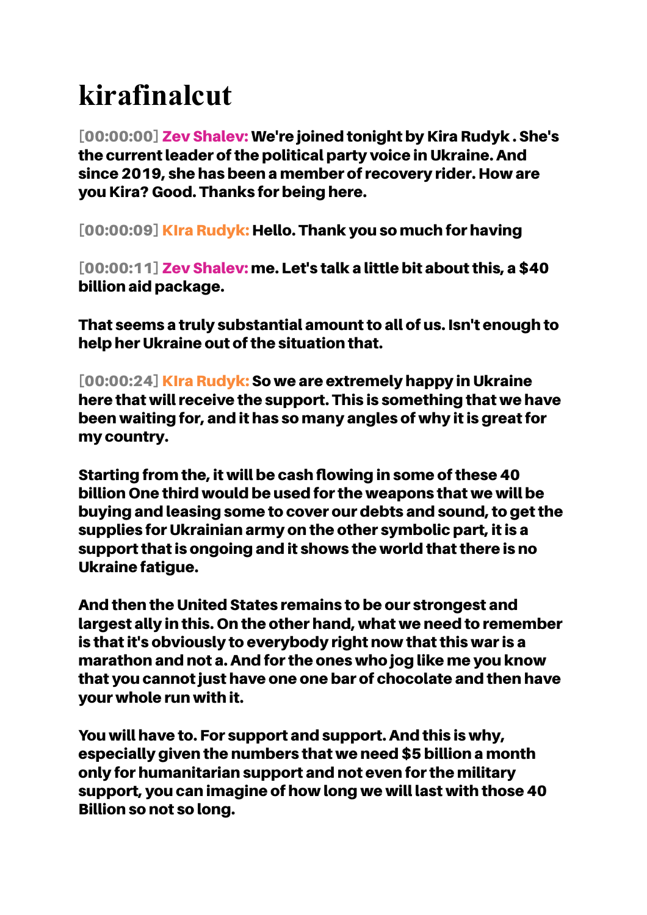# kirafinalcut

**[00:00:00] Zev Shalev: We're joined tonight by Kira Rudyk . She's the current leader of the political party voice in Ukraine. And since 2019, she has been a member of recovery rider. How are you Kira? Good. Thanks for being here.**

**[00:00:09] KIra Rudyk: Hello. Thank you so much for having**

**[00:00:11] Zev Shalev: me. Let's talk a little bit about this, a $40 billion aid package.**

**That seems a truly substantial amount to all of us. Isn't enough to help her Ukraine out of the situation that.**

**[00:00:24] KIra Rudyk: So we are extremely happy in Ukraine here that will receive the support. This is something that we have been waiting for, and it has so many angles of why it is great for my country.**

**Starting from the, it will be cash flowing in some of these 40 billion One third would be used for the weapons that we will be buying and leasing some to cover our debts and sound, to get the supplies for Ukrainian army on the other symbolic part, it is a support that is ongoing and it shows the world that there is no Ukraine fatigue.**

**And then the United States remains to be our strongest and largest ally in this. On the other hand, what we need to remember is that it's obviously to everybody right now that this war is a marathon and not a. And for the ones who jog like me you know that you cannot just have one one bar of chocolate and then have your whole run with it.**

**You will have to. For support and support. And this is why, especially given the numbers that we need $5 billion a month only for humanitarian support and not even for the military support, you can imagine of how long we will last with those 40 Billion so not so long.**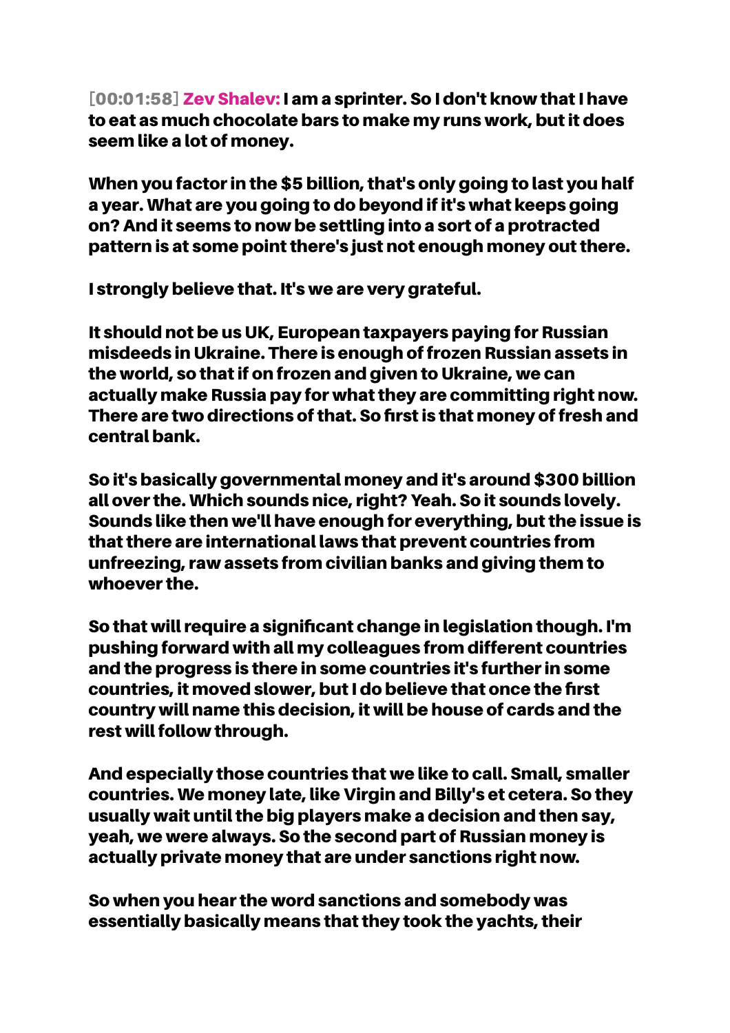[00:01:58] **Zev Shalev:** I am a sprinter. So I don't know that I have to eat as much chocolate bars to make my runs work, but it does seem like a lot of money.

When you factor in the $5 billion, that's only going to last you half a year. What are you going to do beyond if it's what keeps going on? And it seems to now be settling into a sort of a protracted pattern is at some point there's just not enough money out there.

I strongly believe that. It's we are very grateful.

It should not be us UK, European taxpayers paying for Russian misdeeds in Ukraine. There is enough of frozen Russian assets in the world, so that if on frozen and given to Ukraine, we can actually make Russia pay for what they are committing right now. There are two directions of that. So first is that money of fresh and central bank.

So it's basically governmental money and it's around $300 billion all over the. Which sounds nice, right? Yeah. So it sounds lovely. Sounds like then we'll have enough for everything, but the issue is that there are international laws that prevent countries from unfreezing, raw assets from civilian banks and giving them to whoever the.

So that will require a significant change in legislation though. I'm pushing forward with all my colleagues from different countries and the progress is there in some countries it's further in some countries, it moved slower, but I do believe that once the first country will name this decision, it will be house of cards and the rest will follow through.

And especially those countries that we like to call. Small, smaller countries. We money late, like Virgin and Billy's et cetera. So they usually wait until the big players make a decision and then say, yeah, we were always. So the second part of Russian money is actually private money that are under sanctions right now.

So when you hear the word sanctions and somebody was essentially basically means that they took the yachts, their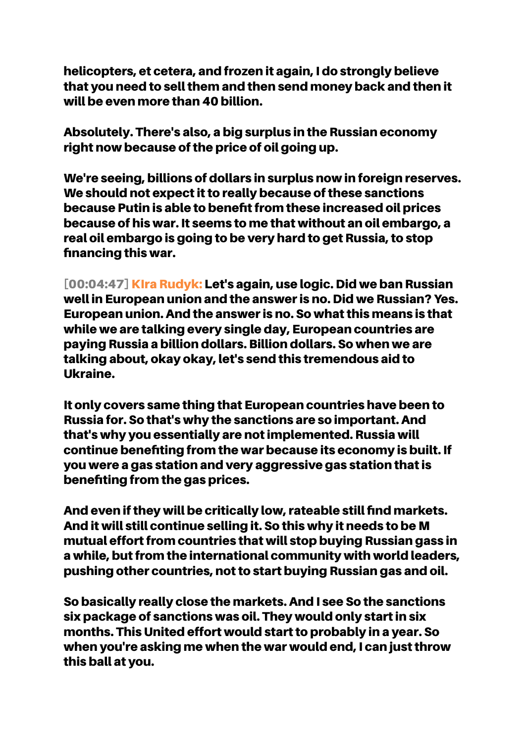helicopters, et cetera, and frozen it again, I do strongly believe that you need to sell them and then send money back and then it will be even more than 40 billion.

Absolutely. There's also, a big surplus in the Russian economy right now because of the price of oil going up.

We're seeing, billions of dollars in surplus now in foreign reserves. We should not expect it to really because of these sanctions because Putin is able to benefit from these increased oil prices because of his war. It seems to me that without an oil embargo, a real oil embargo is going to be very hard to get Russia, to stop financing this war.

[00:04:47] **KIra Rudyk:** Let's again, use logic. Did we ban Russian well in European union and the answer is no. Did we Russian? Yes. European union. And the answer is no. So what this means is that while we are talking every single day, European countries are paying Russia a billion dollars. Billion dollars. So when we are talking about, okay okay, let's send this tremendous aid to Ukraine.

It only covers same thing that European countries have been to Russia for. So that's why the sanctions are so important. And that's why you essentially are not implemented. Russia will continue benefiting from the war because its economy is built. If you were a gas station and very aggressive gas station that is benefiting from the gas prices.

And even if they will be critically low, rateable still find markets. And it will still continue selling it. So this why it needs to be M mutual effort from countries that will stop buying Russian gass in a while, but from the international community with world leaders, pushing other countries, not to start buying Russian gas and oil.

So basically really close the markets. And I see So the sanctions six package of sanctions was oil. They would only start in six months. This United effort would start to probably in a year. So when you're asking me when the war would end, I can just throw this ball at you.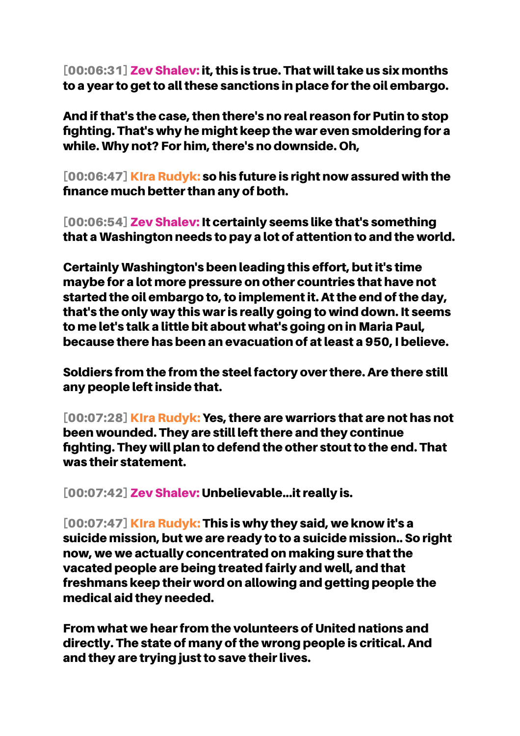**[00:06:31] Zev Shalev: it, this is true. That will take us six months to a year to get to all these sanctions in place for the oil embargo.**

**And if that's the case, then there's no real reason for Putin to stop fighting. That's why he might keep the war even smoldering for a while. Why not? For him, there's no downside. Oh,**

**[00:06:47] KIra Rudyk: so his future is right now assured with the finance much better than any of both.**

**[00:06:54] Zev Shalev: It certainly seems like that's something that a Washington needs to pay a lot of attention to and the world.**

**Certainly Washington's been leading this effort, but it's time maybe for a lot more pressure on other countries that have not started the oil embargo to, to implement it. At the end of the day, that's the only way this war is really going to wind down. It seems to me let's talk a little bit about what's going on in Maria Paul, because there has been an evacuation of at least a 950, I believe.**

**Soldiers from the from the steel factory over there. Are there still any people left inside that.**

**[00:07:28] KIra Rudyk: Yes, there are warriors that are not has not been wounded. They are still left there and they continue fighting. They will plan to defend the other stout to the end. That was their statement.**

**[00:07:42] Zev Shalev: Unbelievable...it really is.**

**[00:07:47] KIra Rudyk: This is why they said, we know it's a suicide mission, but we are ready to to a suicide mission.. So right now, we we actually concentrated on making sure that the vacated people are being treated fairly and well, and that freshmans keep their word on allowing and getting people the medical aid they needed.**

**From what we hear from the volunteers of United nations and directly. The state of many of the wrong people is critical. And and they are trying just to save their lives.**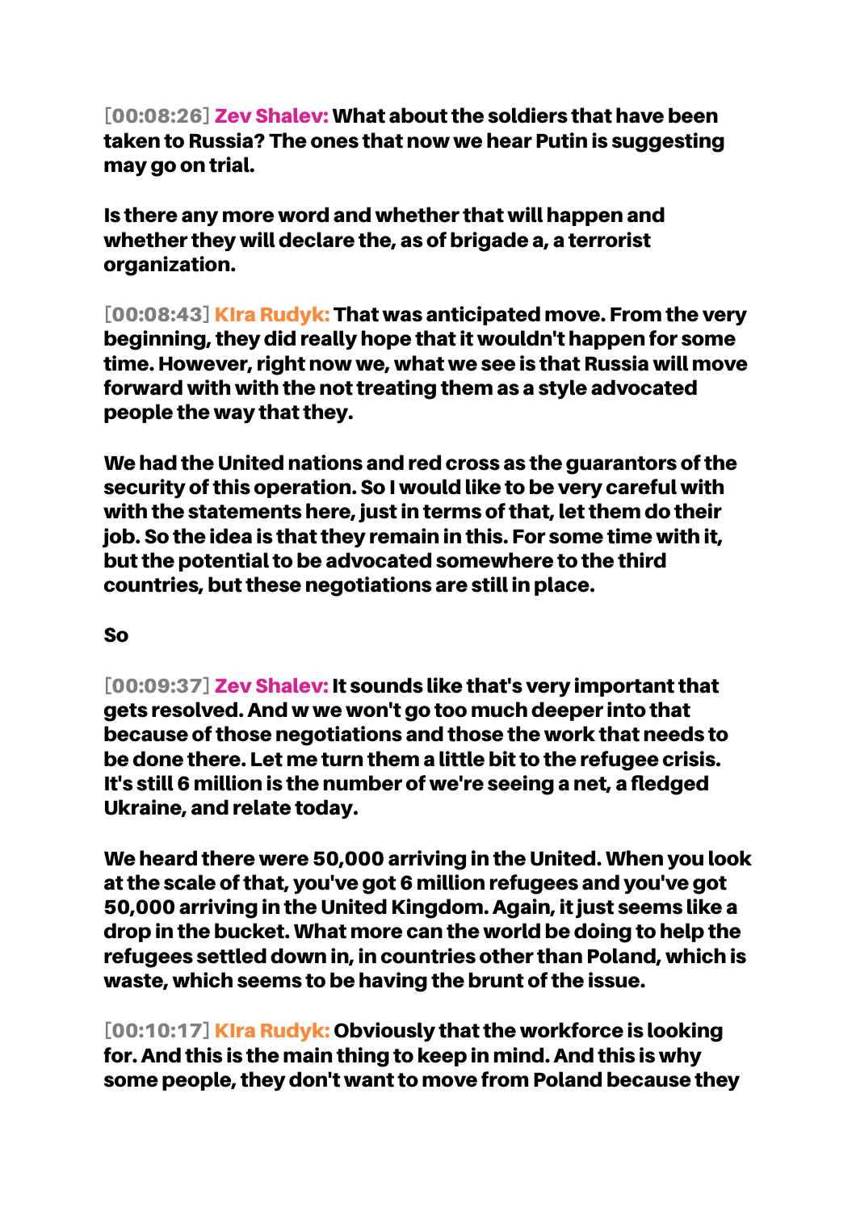**[00:08:26] Zev Shalev: What about the soldiers that have been taken to Russia? The ones that now we hear Putin is suggesting may go on trial.**

**Is there any more word and whether that will happen and whether they will declare the, as of brigade a, a terrorist organization.**

**[00:08:43] KIra Rudyk: That was anticipated move. From the very beginning, they did really hope that it wouldn't happen for some time. However, right now we, what we see is that Russia will move forward with with the not treating them as a style advocated people the way that they.**

**We had the United nations and red cross as the guarantors of the security of this operation. So I would like to be very careful with with the statements here, just in terms of that, let them do their job. So the idea is that they remain in this. For some time with it, but the potential to be advocated somewhere to the third countries, but these negotiations are still in place.**

**So**

**[00:09:37] Zev Shalev: It sounds like that's very important that gets resolved. And w we won't go too much deeper into that because of those negotiations and those the work that needs to be done there. Let me turn them a little bit to the refugee crisis. It's still 6 million is the number of we're seeing a net, a fledged Ukraine, and relate today.**

**We heard there were 50,000 arriving in the United. When you look at the scale of that, you've got 6 million refugees and you've got 50,000 arriving in the United Kingdom. Again, it just seems like a drop in the bucket. What more can the world be doing to help the refugees settled down in, in countries other than Poland, which is waste, which seems to be having the brunt of the issue.**

**[00:10:17] KIra Rudyk: Obviously that the workforce is looking for. And this is the main thing to keep in mind. And this is why some people, they don't want to move from Poland because they**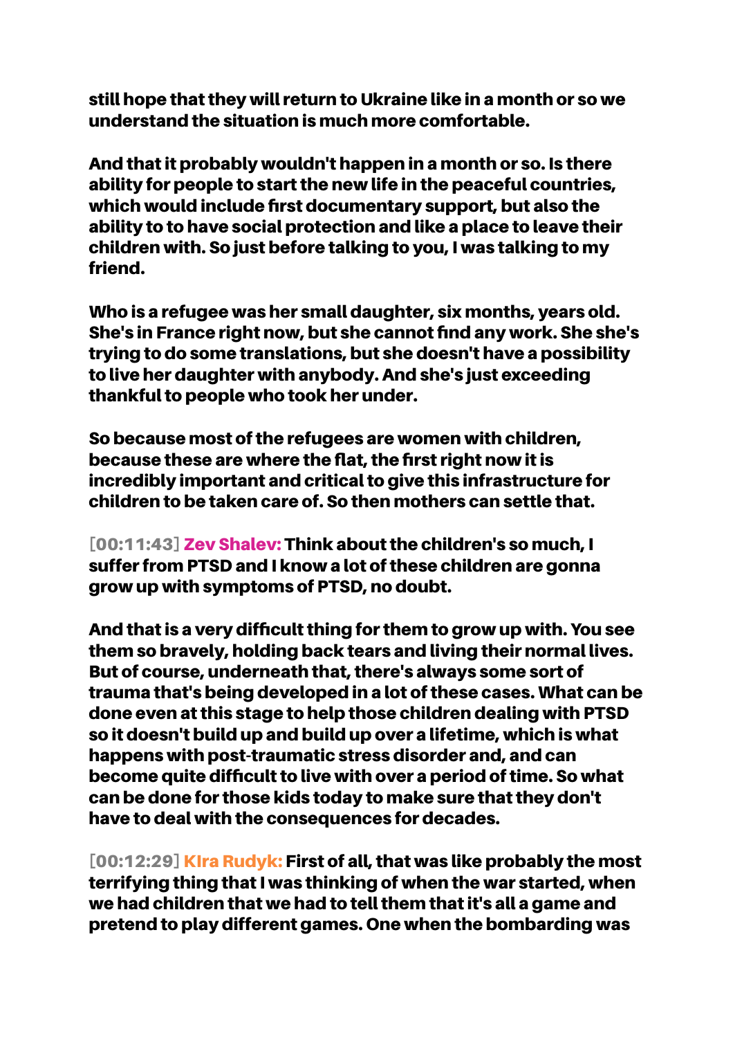**still hope that they will return to Ukraine like in a month or so we understand the situation is much more comfortable.**

**And that it probably wouldn't happen in a month or so. Is there ability for people to start the new life in the peaceful countries, which would include first documentary support, but also the ability to to have social protection and like a place to leave their children with. So just before talking to you, I was talking to my friend.**

**Who is a refugee was her small daughter, six months, years old. She's in France right now, but she cannot find any work. She she's trying to do some translations, but she doesn't have a possibility to live her daughter with anybody. And she's just exceeding thankful to people who took her under.**

**So because most of the refugees are women with children, because these are where the flat, the first right now it is incredibly important and critical to give this infrastructure for children to be taken care of. So then mothers can settle that.**

[00:11:43] **Zev Shalev: Think about the children's so much, I suffer from PTSD and I know a lot of these children are gonna grow up with symptoms of PTSD, no doubt.**

**And that is a very difficult thing for them to grow up with. You see them so bravely, holding back tears and living their normal lives. But of course, underneath that, there's always some sort of trauma that's being developed in a lot of these cases. What can be done even at this stage to help those children dealing with PTSD so it doesn't build up and build up over a lifetime, which is what happens with post-traumatic stress disorder and, and can become quite difficult to live with over a period of time. So what can be done for those kids today to make sure that they don't have to deal with the consequences for decades.**

[00:12:29] **KIra Rudyk: First of all, that was like probably the most terrifying thing that I was thinking of when the war started, when we had children that we had to tell them that it's all a game and pretend to play different games. One when the bombarding was**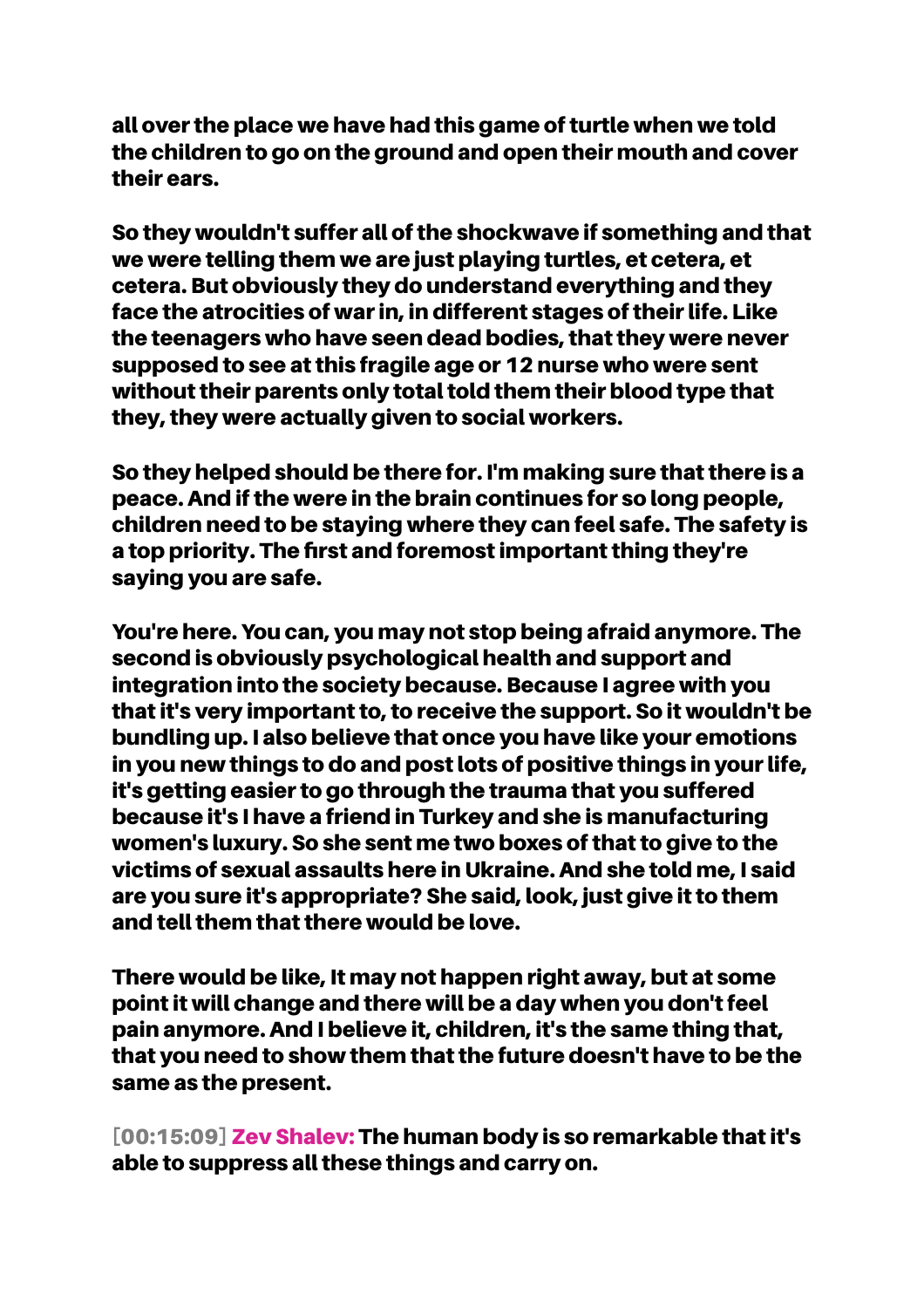all over the place we have had this game of turtle when we told the children to go on the ground and open their mouth and cover their ears.

So they wouldn't suffer all of the shockwave if something and that we were telling them we are just playing turtles, et cetera, et cetera. But obviously they do understand everything and they face the atrocities of war in, in different stages of their life. Like the teenagers who have seen dead bodies, that they were never supposed to see at this fragile age or 12 nurse who were sent without their parents only total told them their blood type that they, they were actually given to social workers.

So they helped should be there for. I'm making sure that there is a peace. And if the were in the brain continues for so long people, children need to be staying where they can feel safe. The safety is a top priority. The first and foremost important thing they're saying you are safe.

You're here. You can, you may not stop being afraid anymore. The second is obviously psychological health and support and integration into the society because. Because I agree with you that it's very important to, to receive the support. So it wouldn't be bundling up. I also believe that once you have like your emotions in you new things to do and post lots of positive things in your life, it's getting easier to go through the trauma that you suffered because it's I have a friend in Turkey and she is manufacturing women's luxury. So she sent me two boxes of that to give to the victims of sexual assaults here in Ukraine. And she told me, I said are you sure it's appropriate? She said, look, just give it to them and tell them that there would be love.

There would be like, It may not happen right away, but at some point it will change and there will be a day when you don't feel pain anymore. And I believe it, children, it's the same thing that, that you need to show them that the future doesn't have to be the same as the present.

[00:15:09] Zev Shalev: The human body is so remarkable that it's able to suppress all these things and carry on.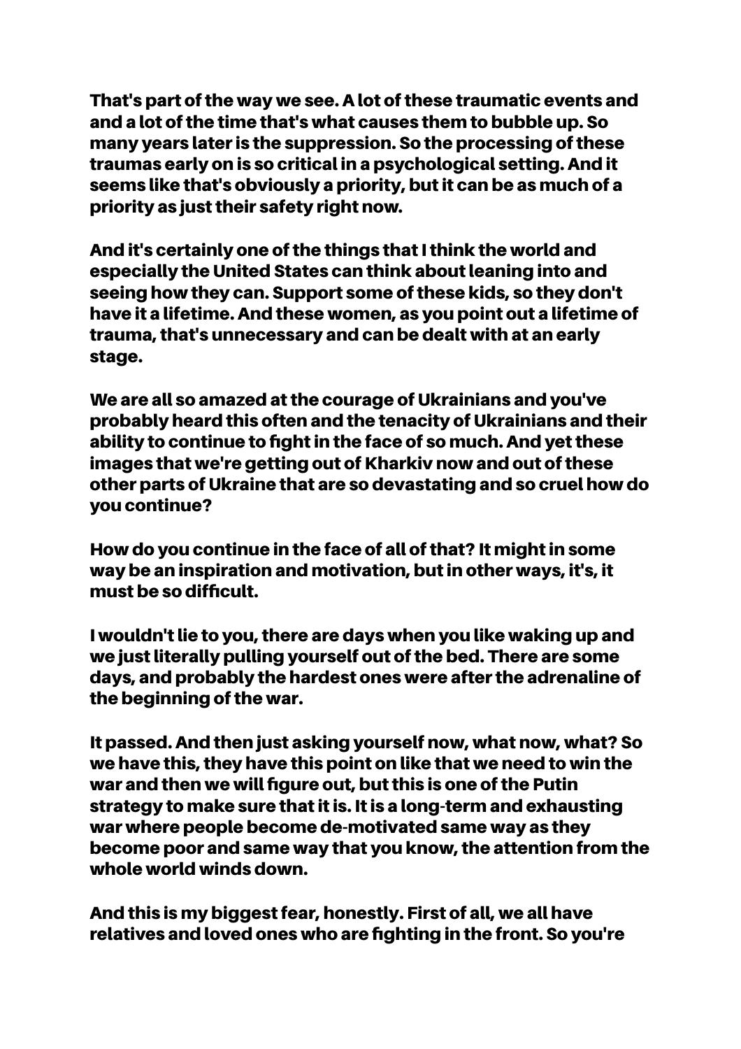That's part of the way we see. A lot of these traumatic events and and a lot of the time that's what causes them to bubble up. So many years later is the suppression. So the processing of these traumas early on is so critical in a psychological setting. And it seems like that's obviously a priority, but it can be as much of a priority as just their safety right now.

And it's certainly one of the things that I think the world and especially the United States can think about leaning into and seeing how they can. Support some of these kids, so they don't have it a lifetime. And these women, as you point out a lifetime of trauma, that's unnecessary and can be dealt with at an early stage.

We are all so amazed at the courage of Ukrainians and you've probably heard this often and the tenacity of Ukrainians and their ability to continue to fight in the face of so much. And yet these images that we're getting out of Kharkiv now and out of these other parts of Ukraine that are so devastating and so cruel how do you continue?

How do you continue in the face of all of that? It might in some way be an inspiration and motivation, but in other ways, it's, it must be so difficult.

I wouldn't lie to you, there are days when you like waking up and we just literally pulling yourself out of the bed. There are some days, and probably the hardest ones were after the adrenaline of the beginning of the war.

It passed. And then just asking yourself now, what now, what? So we have this, they have this point on like that we need to win the war and then we will figure out, but this is one of the Putin strategy to make sure that it is. It is a long-term and exhausting war where people become de-motivated same way as they become poor and same way that you know, the attention from the whole world winds down.

And this is my biggest fear, honestly. First of all, we all have relatives and loved ones who are fighting in the front. So you're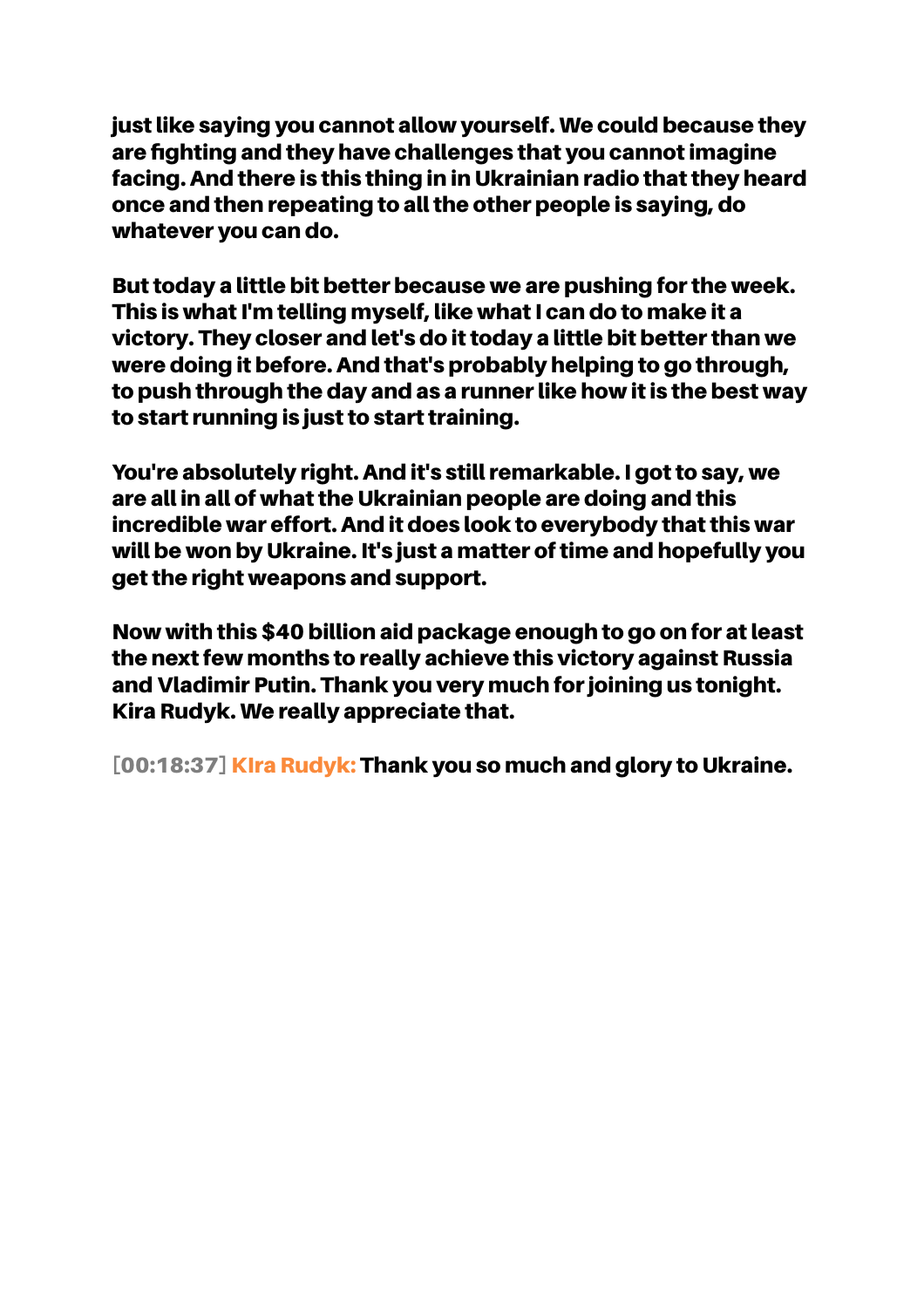just like saying you cannot allow yourself. We could because they are fighting and they have challenges that you cannot imagine facing. And there is this thing in in Ukrainian radio that they heard once and then repeating to all the other people is saying, do whatever you can do.

But today a little bit better because we are pushing for the week. This is what I'm telling myself, like what I can do to make it a victory. They closer and let's do it today a little bit better than we were doing it before. And that's probably helping to go through, to push through the day and as a runner like how it is the best way to start running is just to start training.

You're absolutely right. And it's still remarkable. I got to say, we are all in all of what the Ukrainian people are doing and this incredible war effort. And it does look to everybody that this war will be won by Ukraine. It's just a matter of time and hopefully you get the right weapons and support.

Now with this $40 billion aid package enough to go on for at least the next few months to really achieve this victory against Russia and Vladimir Putin. Thank you very much for joining us tonight. Kira Rudyk. We really appreciate that.

[00:18:37] Kira Rudyk: Thank you so much and glory to Ukraine.